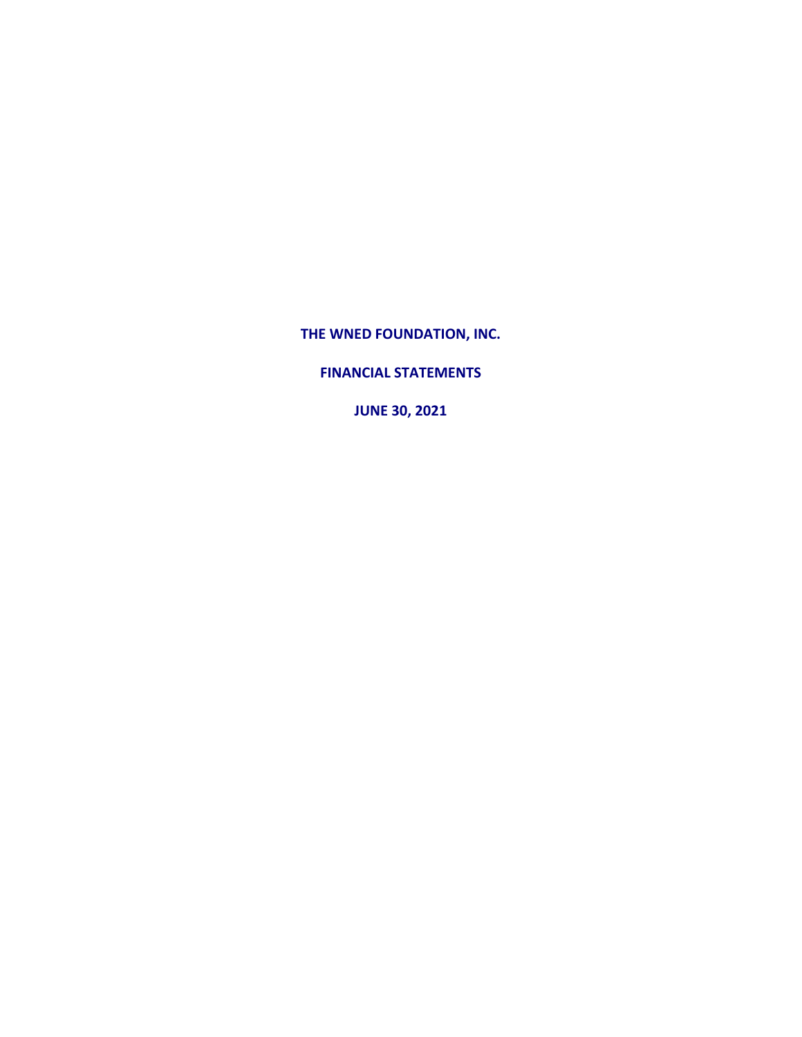# THE WNED FOUNDATION, INC.

## FINANCIAL STATEMENTS

## JUNE 30, 2021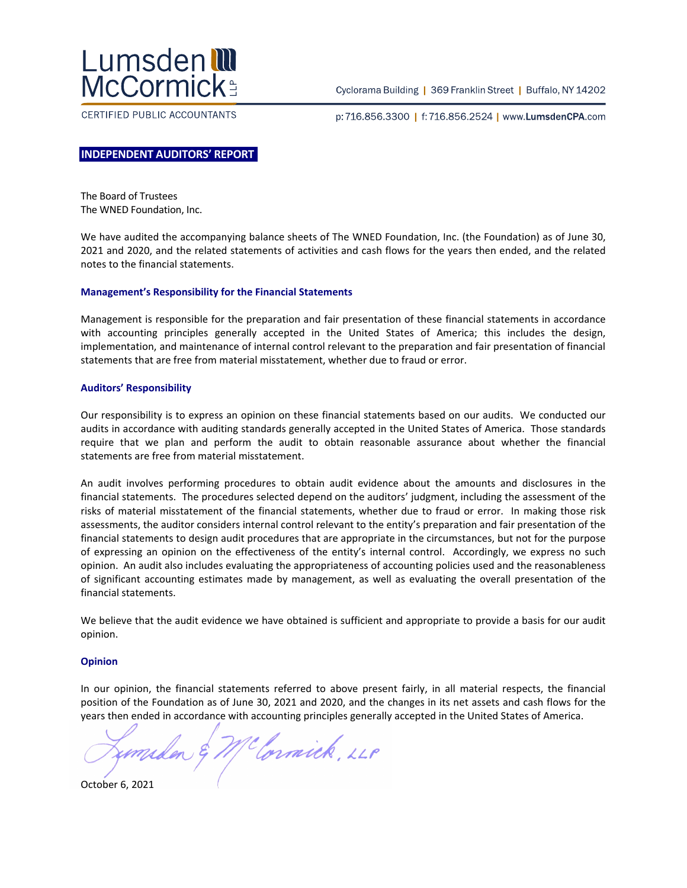Lumsden McCormick LLP

CERTIFIED PUBLIC ACCOUNTANTS

Cyclorama Building | 369 Franklin Street | Buffalo, NY 14202

p: 716.856.3300 | f: 716.856.2524 | www.LumsdenCPA.com

## INDEPENDENT AUDITORS' REPORT

The Board of Trustees
The WNED Foundation, Inc.

We have audited the accompanying balance sheets of The WNED Foundation, Inc. (the Foundation) as of June 30, 2021 and 2020, and the related statements of activities and cash flows for the years then ended, and the related notes to the financial statements.

### Management's Responsibility for the Financial Statements

Management is responsible for the preparation and fair presentation of these financial statements in accordance with accounting principles generally accepted in the United States of America; this includes the design, implementation, and maintenance of internal control relevant to the preparation and fair presentation of financial statements that are free from material misstatement, whether due to fraud or error.

### Auditors' Responsibility

Our responsibility is to express an opinion on these financial statements based on our audits. We conducted our audits in accordance with auditing standards generally accepted in the United States of America. Those standards require that we plan and perform the audit to obtain reasonable assurance about whether the financial statements are free from material misstatement.

An audit involves performing procedures to obtain audit evidence about the amounts and disclosures in the financial statements. The procedures selected depend on the auditors' judgment, including the assessment of the risks of material misstatement of the financial statements, whether due to fraud or error. In making those risk assessments, the auditor considers internal control relevant to the entity's preparation and fair presentation of the financial statements to design audit procedures that are appropriate in the circumstances, but not for the purpose of expressing an opinion on the effectiveness of the entity's internal control. Accordingly, we express no such opinion. An audit also includes evaluating the appropriateness of accounting policies used and the reasonableness of significant accounting estimates made by management, as well as evaluating the overall presentation of the financial statements.

We believe that the audit evidence we have obtained is sufficient and appropriate to provide a basis for our audit opinion.

### Opinion

In our opinion, the financial statements referred to above present fairly, in all material respects, the financial position of the Foundation as of June 30, 2021 and 2020, and the changes in its net assets and cash flows for the years then ended in accordance with accounting principles generally accepted in the United States of America.

Lumsden & McCormick, LLP

October 6, 2021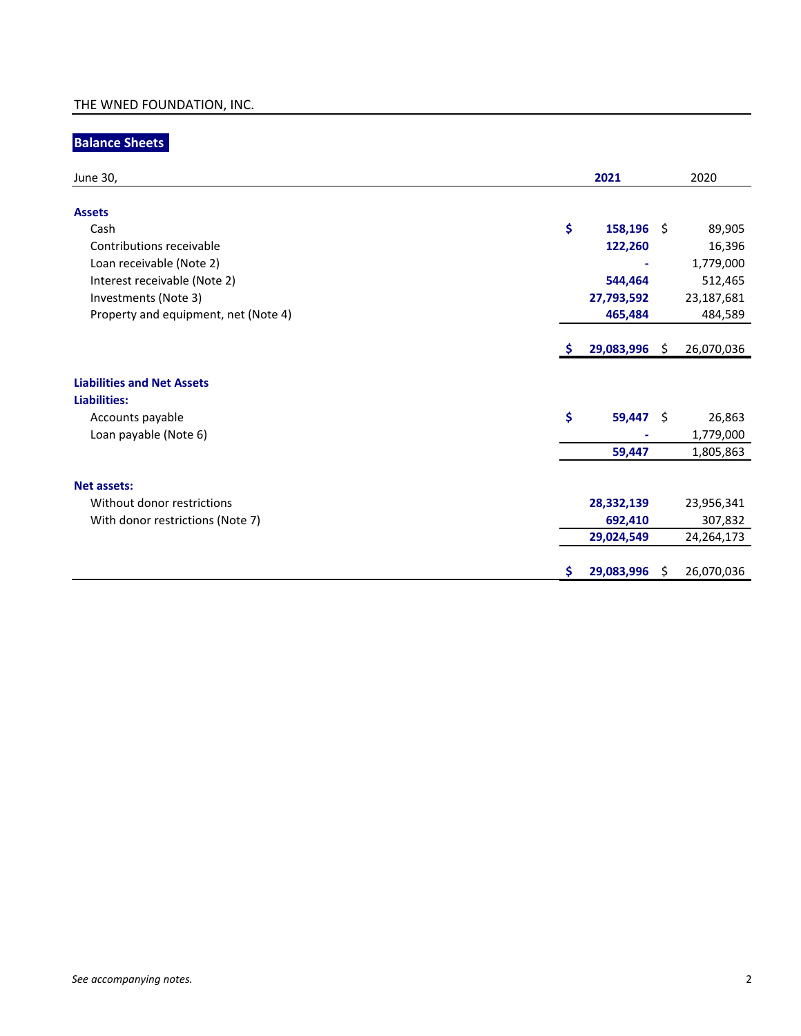THE WNED FOUNDATION, INC.

## Balance Sheets

| June 30, | 2021 | 2020 |
|---|---|---|
| **Assets** | | |
| Cash | $ 158,196 | $ 89,905 |
| Contributions receivable | 122,260 | 16,396 |
| Loan receivable (Note 2) | - | 1,779,000 |
| Interest receivable (Note 2) | 544,464 | 512,465 |
| Investments (Note 3) | 27,793,592 | 23,187,681 |
| Property and equipment, net (Note 4) | 465,484 | 484,589 |
| | $ 29,083,996 | $ 26,070,036 |
| **Liabilities and Net Assets** | | |
| **Liabilities:** | | |
| Accounts payable | $ 59,447 | $ 26,863 |
| Loan payable (Note 6) | - | 1,779,000 |
| | 59,447 | 1,805,863 |
| **Net assets:** | | |
| Without donor restrictions | 28,332,139 | 23,956,341 |
| With donor restrictions (Note 7) | 692,410 | 307,832 |
| | 29,024,549 | 24,264,173 |
| | $ 29,083,996 | $ 26,070,036 |

*See accompanying notes.*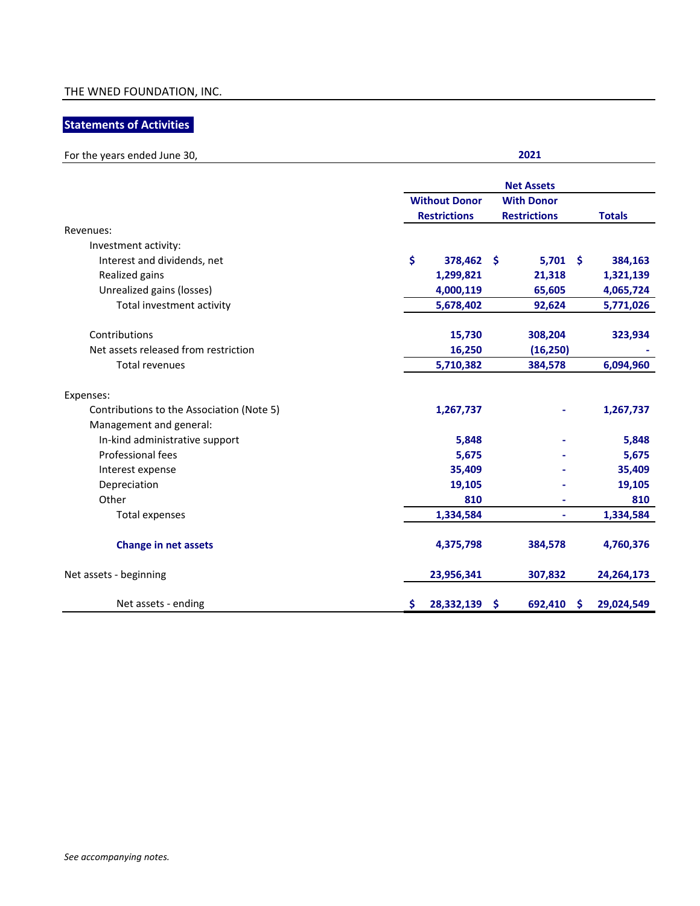THE WNED FOUNDATION, INC.

## Statements of Activities

| For the years ended June 30, | 2021 | | |
|---|---|---|---|
| | Net Assets | | |
| | Without Donor Restrictions | With Donor Restrictions | Totals |
| Revenues: | | | |
| Investment activity: | | | |
| Interest and dividends, net | $ 378,462 | $ 5,701 | $ 384,163 |
| Realized gains | 1,299,821 | 21,318 | 1,321,139 |
| Unrealized gains (losses) | 4,000,119 | 65,605 | 4,065,724 |
| Total investment activity | 5,678,402 | 92,624 | 5,771,026 |
| Contributions | 15,730 | 308,204 | 323,934 |
| Net assets released from restriction | 16,250 | (16,250) | - |
| Total revenues | 5,710,382 | 384,578 | 6,094,960 |
| Expenses: | | | |
| Contributions to the Association (Note 5) | 1,267,737 | - | 1,267,737 |
| Management and general: | | | |
| In-kind administrative support | 5,848 | - | 5,848 |
| Professional fees | 5,675 | - | 5,675 |
| Interest expense | 35,409 | - | 35,409 |
| Depreciation | 19,105 | - | 19,105 |
| Other | 810 | - | 810 |
| Total expenses | 1,334,584 | - | 1,334,584 |
| **Change in net assets** | 4,375,798 | 384,578 | 4,760,376 |
| Net assets - beginning | 23,956,341 | 307,832 | 24,264,173 |
| Net assets - ending | $ 28,332,139 | $ 692,410 | $ 29,024,549 |

*See accompanying notes.*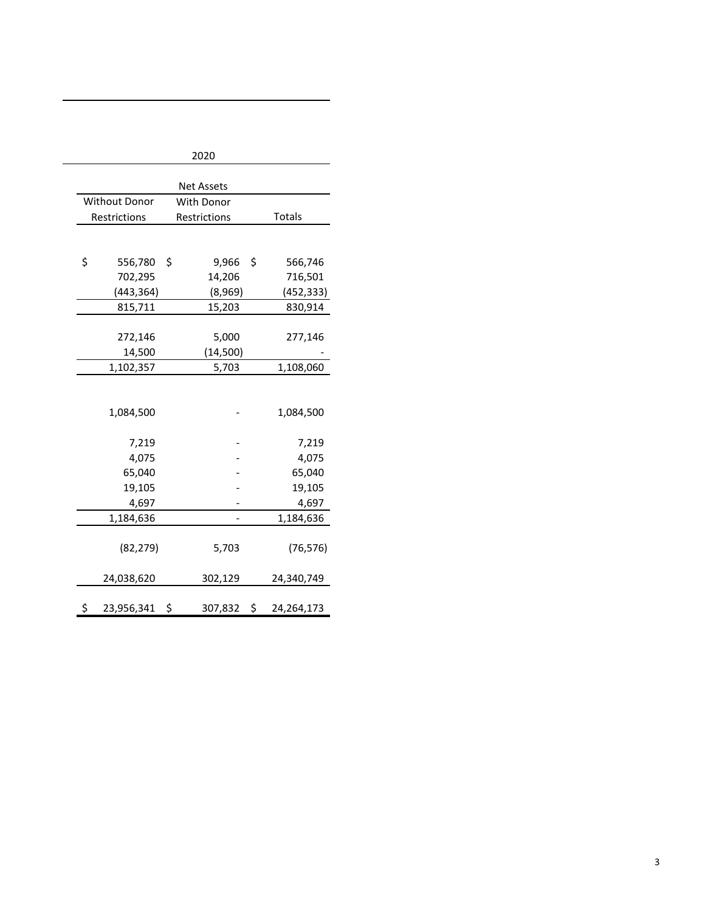| 2020 | | |
|---|---|---|
| Net Assets | | |
| Without Donor Restrictions | With Donor Restrictions | Totals |
| | | |
| $ 556,780 | $ 9,966 | $ 566,746 |
| 702,295 | 14,206 | 716,501 |
| (443,364) | (8,969) | (452,333) |
| 815,711 | 15,203 | 830,914 |
| | | |
| 272,146 | 5,000 | 277,146 |
| 14,500 | (14,500) | - |
| 1,102,357 | 5,703 | 1,108,060 |
| | | |
| 1,084,500 | - | 1,084,500 |
| | | |
| 7,219 | - | 7,219 |
| 4,075 | - | 4,075 |
| 65,040 | - | 65,040 |
| 19,105 | - | 19,105 |
| 4,697 | - | 4,697 |
| 1,184,636 | - | 1,184,636 |
| | | |
| (82,279) | 5,703 | (76,576) |
| | | |
| 24,038,620 | 302,129 | 24,340,749 |
| | | |
| $ 23,956,341 | $ 307,832 | $ 24,264,173 |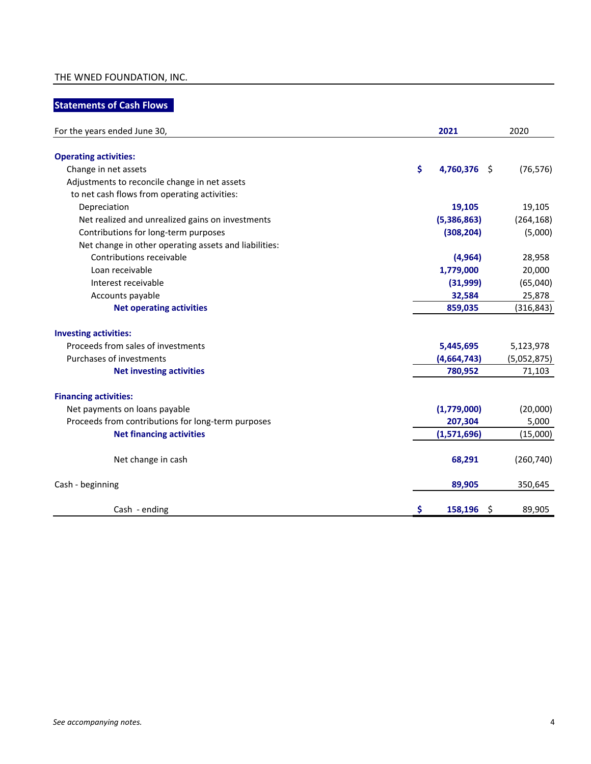THE WNED FOUNDATION, INC.

## Statements of Cash Flows

| For the years ended June 30, | 2021 | 2020 |
|---|---|---|
| **Operating activities:** | | |
| Change in net assets | $ 4,760,376 | $ (76,576) |
| Adjustments to reconcile change in net assets to net cash flows from operating activities: | | |
| Depreciation | 19,105 | 19,105 |
| Net realized and unrealized gains on investments | (5,386,863) | (264,168) |
| Contributions for long-term purposes | (308,204) | (5,000) |
| Net change in other operating assets and liabilities: | | |
| Contributions receivable | (4,964) | 28,958 |
| Loan receivable | 1,779,000 | 20,000 |
| Interest receivable | (31,999) | (65,040) |
| Accounts payable | 32,584 | 25,878 |
| **Net operating activities** | 859,035 | (316,843) |
| **Investing activities:** | | |
| Proceeds from sales of investments | 5,445,695 | 5,123,978 |
| Purchases of investments | (4,664,743) | (5,052,875) |
| **Net investing activities** | 780,952 | 71,103 |
| **Financing activities:** | | |
| Net payments on loans payable | (1,779,000) | (20,000) |
| Proceeds from contributions for long-term purposes | 207,304 | 5,000 |
| **Net financing activities** | (1,571,696) | (15,000) |
| Net change in cash | 68,291 | (260,740) |
| Cash - beginning | 89,905 | 350,645 |
| Cash - ending | $ 158,196 | $ 89,905 |

*See accompanying notes.*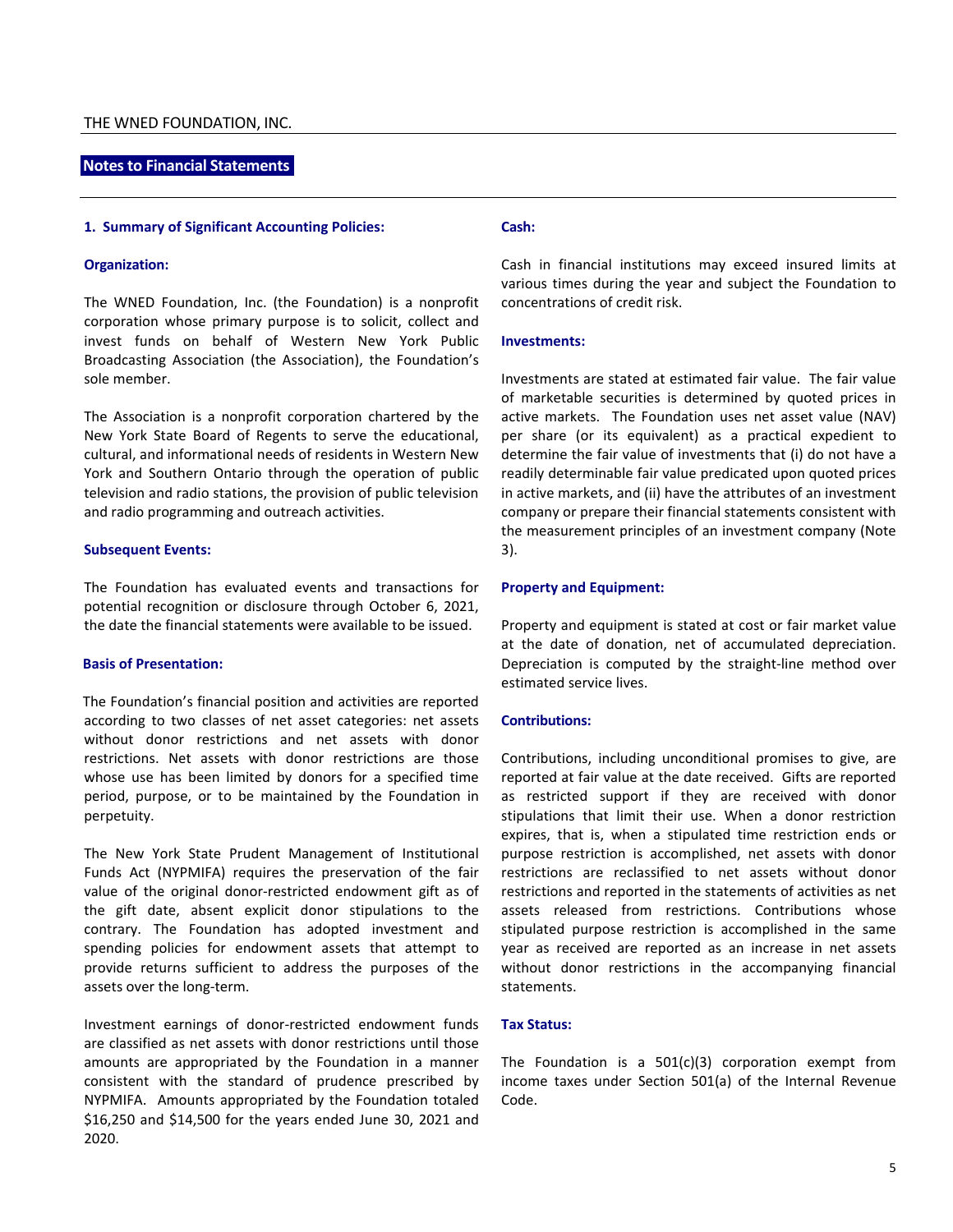THE WNED FOUNDATION, INC.

## Notes to Financial Statements

### 1. Summary of Significant Accounting Policies:

#### Organization:

The WNED Foundation, Inc. (the Foundation) is a nonprofit corporation whose primary purpose is to solicit, collect and invest funds on behalf of Western New York Public Broadcasting Association (the Association), the Foundation's sole member.

The Association is a nonprofit corporation chartered by the New York State Board of Regents to serve the educational, cultural, and informational needs of residents in Western New York and Southern Ontario through the operation of public television and radio stations, the provision of public television and radio programming and outreach activities.

#### Subsequent Events:

The Foundation has evaluated events and transactions for potential recognition or disclosure through October 6, 2021, the date the financial statements were available to be issued.

#### Basis of Presentation:

The Foundation's financial position and activities are reported according to two classes of net asset categories: net assets without donor restrictions and net assets with donor restrictions. Net assets with donor restrictions are those whose use has been limited by donors for a specified time period, purpose, or to be maintained by the Foundation in perpetuity.

The New York State Prudent Management of Institutional Funds Act (NYPMIFA) requires the preservation of the fair value of the original donor-restricted endowment gift as of the gift date, absent explicit donor stipulations to the contrary. The Foundation has adopted investment and spending policies for endowment assets that attempt to provide returns sufficient to address the purposes of the assets over the long-term.

Investment earnings of donor-restricted endowment funds are classified as net assets with donor restrictions until those amounts are appropriated by the Foundation in a manner consistent with the standard of prudence prescribed by NYPMIFA. Amounts appropriated by the Foundation totaled $16,250 and $14,500 for the years ended June 30, 2021 and 2020.

#### Cash:

Cash in financial institutions may exceed insured limits at various times during the year and subject the Foundation to concentrations of credit risk.

#### Investments:

Investments are stated at estimated fair value. The fair value of marketable securities is determined by quoted prices in active markets. The Foundation uses net asset value (NAV) per share (or its equivalent) as a practical expedient to determine the fair value of investments that (i) do not have a readily determinable fair value predicated upon quoted prices in active markets, and (ii) have the attributes of an investment company or prepare their financial statements consistent with the measurement principles of an investment company (Note 3).

#### Property and Equipment:

Property and equipment is stated at cost or fair market value at the date of donation, net of accumulated depreciation. Depreciation is computed by the straight-line method over estimated service lives.

#### Contributions:

Contributions, including unconditional promises to give, are reported at fair value at the date received. Gifts are reported as restricted support if they are received with donor stipulations that limit their use. When a donor restriction expires, that is, when a stipulated time restriction ends or purpose restriction is accomplished, net assets with donor restrictions are reclassified to net assets without donor restrictions and reported in the statements of activities as net assets released from restrictions. Contributions whose stipulated purpose restriction is accomplished in the same year as received are reported as an increase in net assets without donor restrictions in the accompanying financial statements.

#### Tax Status:

The Foundation is a 501(c)(3) corporation exempt from income taxes under Section 501(a) of the Internal Revenue Code.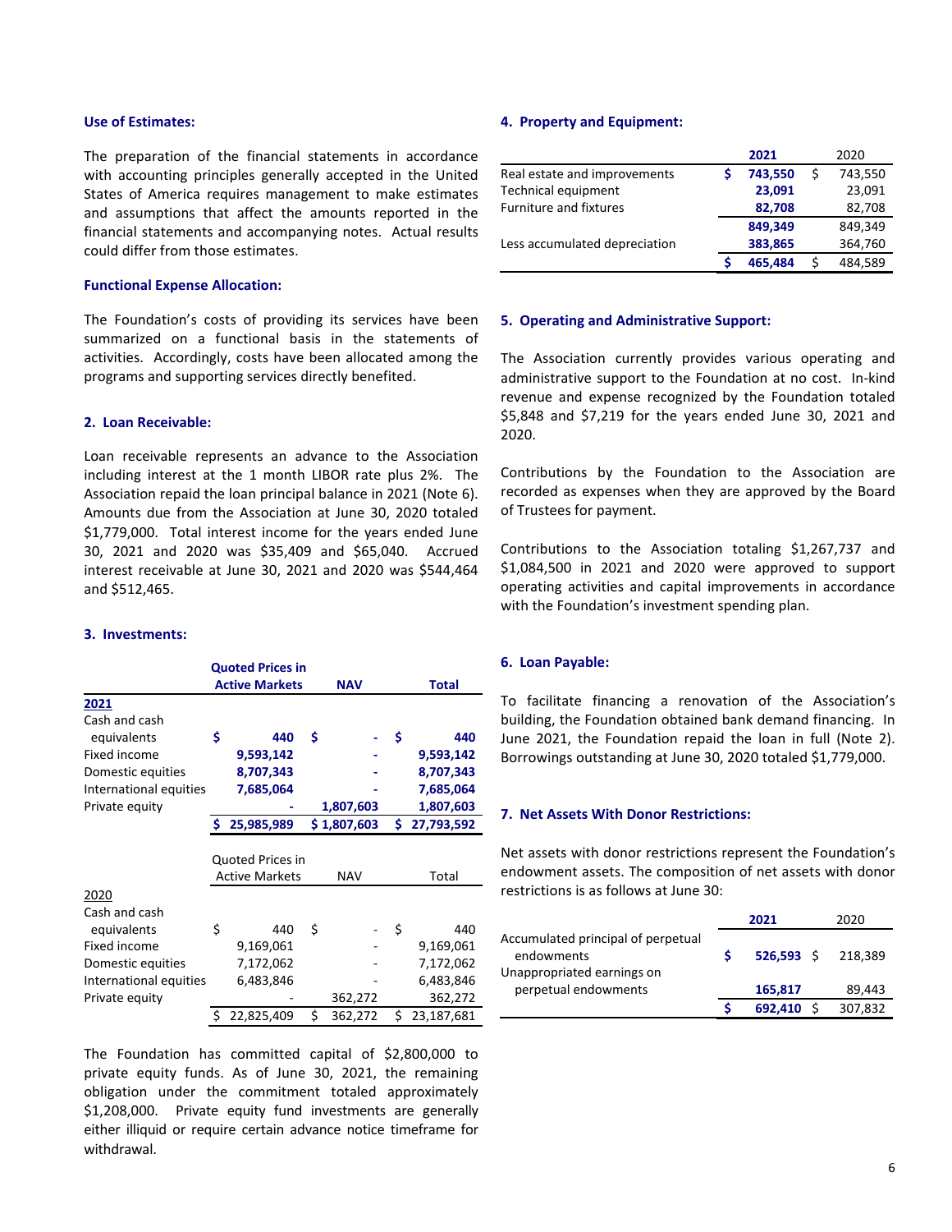### Use of Estimates:

The preparation of the financial statements in accordance with accounting principles generally accepted in the United States of America requires management to make estimates and assumptions that affect the amounts reported in the financial statements and accompanying notes. Actual results could differ from those estimates.

### Functional Expense Allocation:

The Foundation's costs of providing its services have been summarized on a functional basis in the statements of activities. Accordingly, costs have been allocated among the programs and supporting services directly benefited.

### 2. Loan Receivable:

Loan receivable represents an advance to the Association including interest at the 1 month LIBOR rate plus 2%. The Association repaid the loan principal balance in 2021 (Note 6). Amounts due from the Association at June 30, 2020 totaled $1,779,000. Total interest income for the years ended June 30, 2021 and 2020 was $35,409 and $65,040. Accrued interest receivable at June 30, 2021 and 2020 was $544,464 and $512,465.

### 3. Investments:

| | Quoted Prices in Active Markets | NAV | Total |
|---|---|---|---|
| **2021** | | | |
| Cash and cash equivalents | $ 440 | $ - | $ 440 |
| Fixed income | 9,593,142 | - | 9,593,142 |
| Domestic equities | 8,707,343 | - | 8,707,343 |
| International equities | 7,685,064 | - | 7,685,064 |
| Private equity | - | 1,807,603 | 1,807,603 |
| | $ 25,985,989 | $ 1,807,603 | $ 27,793,592 |

| | Quoted Prices in Active Markets | NAV | Total |
|---|---|---|---|
| 2020 | | | |
| Cash and cash equivalents | $ 440 | $ - | $ 440 |
| Fixed income | 9,169,061 | - | 9,169,061 |
| Domestic equities | 7,172,062 | - | 7,172,062 |
| International equities | 6,483,846 | - | 6,483,846 |
| Private equity | - | 362,272 | 362,272 |
| | $ 22,825,409 | $ 362,272 | $ 23,187,681 |

The Foundation has committed capital of $2,800,000 to private equity funds. As of June 30, 2021, the remaining obligation under the commitment totaled approximately $1,208,000. Private equity fund investments are generally either illiquid or require certain advance notice timeframe for withdrawal.

### 4. Property and Equipment:

| | 2021 | 2020 |
|---|---|---|
| Real estate and improvements | $ 743,550 | $ 743,550 |
| Technical equipment | 23,091 | 23,091 |
| Furniture and fixtures | 82,708 | 82,708 |
| | 849,349 | 849,349 |
| Less accumulated depreciation | 383,865 | 364,760 |
| | $ 465,484 | $ 484,589 |

### 5. Operating and Administrative Support:

The Association currently provides various operating and administrative support to the Foundation at no cost. In-kind revenue and expense recognized by the Foundation totaled $5,848 and $7,219 for the years ended June 30, 2021 and 2020.

Contributions by the Foundation to the Association are recorded as expenses when they are approved by the Board of Trustees for payment.

Contributions to the Association totaling $1,267,737 and $1,084,500 in 2021 and 2020 were approved to support operating activities and capital improvements in accordance with the Foundation's investment spending plan.

### 6. Loan Payable:

To facilitate financing a renovation of the Association's building, the Foundation obtained bank demand financing. In June 2021, the Foundation repaid the loan in full (Note 2). Borrowings outstanding at June 30, 2020 totaled $1,779,000.

### 7. Net Assets With Donor Restrictions:

Net assets with donor restrictions represent the Foundation's endowment assets. The composition of net assets with donor restrictions is as follows at June 30:

| | 2021 | 2020 |
|---|---|---|
| Accumulated principal of perpetual endowments | $ 526,593 | $ 218,389 |
| Unappropriated earnings on perpetual endowments | 165,817 | 89,443 |
| | $ 692,410 | $ 307,832 |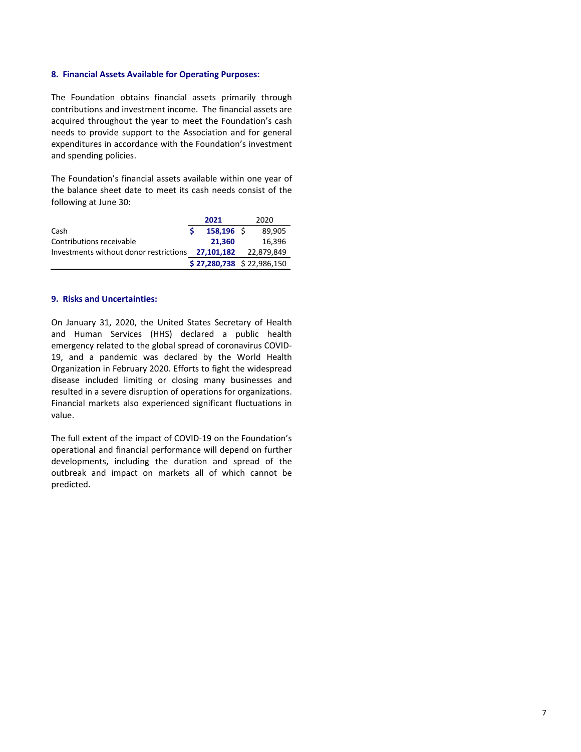### 8. Financial Assets Available for Operating Purposes:

The Foundation obtains financial assets primarily through contributions and investment income. The financial assets are acquired throughout the year to meet the Foundation's cash needs to provide support to the Association and for general expenditures in accordance with the Foundation's investment and spending policies.

The Foundation's financial assets available within one year of the balance sheet date to meet its cash needs consist of the following at June 30:

| | 2021 | 2020 |
|---|---|---|
| Cash | $ 158,196 | $ 89,905 |
| Contributions receivable | 21,360 | 16,396 |
| Investments without donor restrictions | 27,101,182 | 22,879,849 |
| | $ 27,280,738 | $ 22,986,150 |

### 9. Risks and Uncertainties:

On January 31, 2020, the United States Secretary of Health and Human Services (HHS) declared a public health emergency related to the global spread of coronavirus COVID-19, and a pandemic was declared by the World Health Organization in February 2020. Efforts to fight the widespread disease included limiting or closing many businesses and resulted in a severe disruption of operations for organizations. Financial markets also experienced significant fluctuations in value.

The full extent of the impact of COVID-19 on the Foundation's operational and financial performance will depend on further developments, including the duration and spread of the outbreak and impact on markets all of which cannot be predicted.